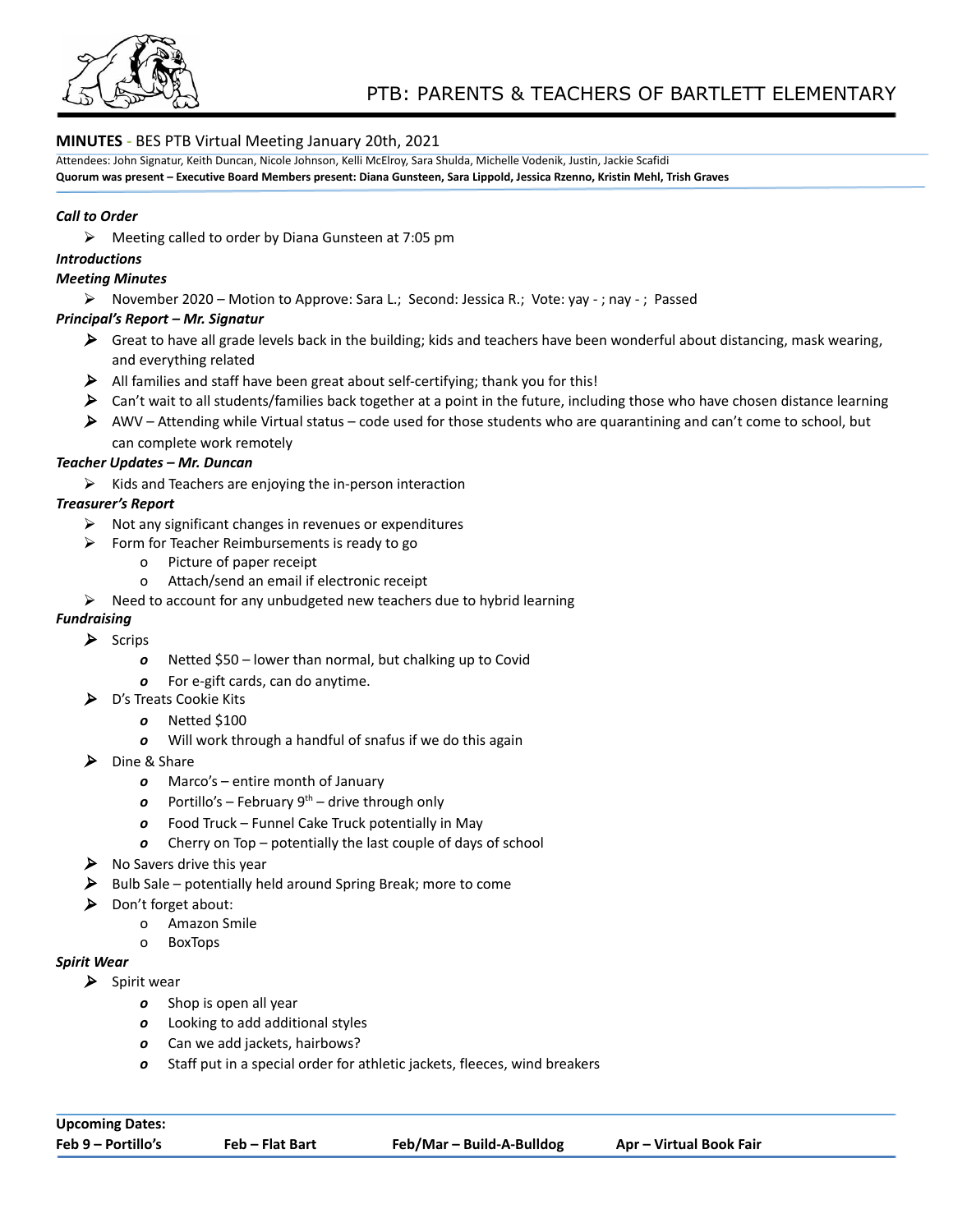# PTB: PARENTS & TEACHERS OF BARTLETT ELEMENTARY

**MINUTES** - BES PTB Virtual Meeting January 20th, 2021

Attendees: John Signatur, Keith Duncan, Nicole Johnson, Kelli McElroy, Sara Shulda, Michelle Vodenik, Justin, Jackie Scafidi

**Quorum was present – Executive Board Members present: Diana Gunsteen, Sara Lippold, Jessica Rzenno, Kristin Mehl, Trish Graves**

***Call to Order***

- Meeting called to order by Diana Gunsteen at 7:05 pm

***Introductions***

***Meeting Minutes***

- November 2020 – Motion to Approve: Sara L.; Second: Jessica R.; Vote: yay - ; nay - ; Passed

***Principal's Report – Mr. Signatur***

- Great to have all grade levels back in the building; kids and teachers have been wonderful about distancing, mask wearing, and everything related
- All families and staff have been great about self-certifying; thank you for this!
- Can't wait to all students/families back together at a point in the future, including those who have chosen distance learning
- AWV – Attending while Virtual status – code used for those students who are quarantining and can't come to school, but can complete work remotely

***Teacher Updates – Mr. Duncan***

- Kids and Teachers are enjoying the in-person interaction

***Treasurer's Report***

- Not any significant changes in revenues or expenditures
- Form for Teacher Reimbursements is ready to go
  - Picture of paper receipt
  - Attach/send an email if electronic receipt
- Need to account for any unbudgeted new teachers due to hybrid learning

***Fundraising***

- Scrips
  - Netted $50 – lower than normal, but chalking up to Covid
  - For e-gift cards, can do anytime.
- D's Treats Cookie Kits
  - Netted $100
  - Will work through a handful of snafus if we do this again
- Dine & Share
  - Marco's – entire month of January
  - Portillo's – February 9th – drive through only
  - Food Truck – Funnel Cake Truck potentially in May
  - Cherry on Top – potentially the last couple of days of school
- No Savers drive this year
- Bulb Sale – potentially held around Spring Break; more to come
- Don't forget about:
  - Amazon Smile
  - BoxTops

***Spirit Wear***

- Spirit wear
  - Shop is open all year
  - Looking to add additional styles
  - Can we add jackets, hairbows?
  - Staff put in a special order for athletic jackets, fleeces, wind breakers

**Upcoming Dates:**

| Feb 9 – Portillo's | Feb – Flat Bart | Feb/Mar – Build-A-Bulldog | Apr – Virtual Book Fair |
|---|---|---|---|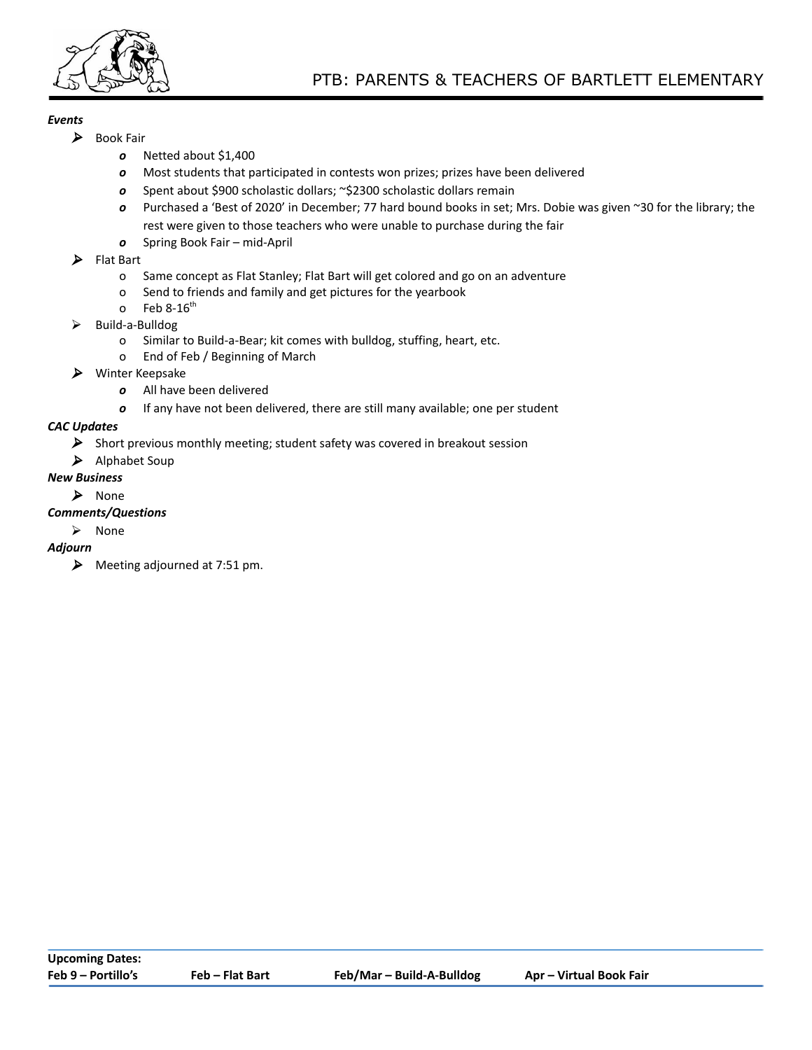***Events***

- Book Fair
  - Netted about $1,400
  - Most students that participated in contests won prizes; prizes have been delivered
  - Spent about $900 scholastic dollars; ~$2300 scholastic dollars remain
  - Purchased a 'Best of 2020' in December; 77 hard bound books in set; Mrs. Dobie was given ~30 for the library; the rest were given to those teachers who were unable to purchase during the fair
  - Spring Book Fair – mid-April
- Flat Bart
  - Same concept as Flat Stanley; Flat Bart will get colored and go on an adventure
  - Send to friends and family and get pictures for the yearbook
  - Feb 8-16th
- Build-a-Bulldog
  - Similar to Build-a-Bear; kit comes with bulldog, stuffing, heart, etc.
  - End of Feb / Beginning of March
- Winter Keepsake
  - All have been delivered
  - If any have not been delivered, there are still many available; one per student

***CAC Updates***

- Short previous monthly meeting; student safety was covered in breakout session
- Alphabet Soup

***New Business***

- None

***Comments/Questions***

- None

***Adjourn***

- Meeting adjourned at 7:51 pm.

**Upcoming Dates:**

| | | | |
|---|---|---|---|
| **Feb 9 – Portillo's** | **Feb – Flat Bart** | **Feb/Mar – Build-A-Bulldog** | **Apr – Virtual Book Fair** |